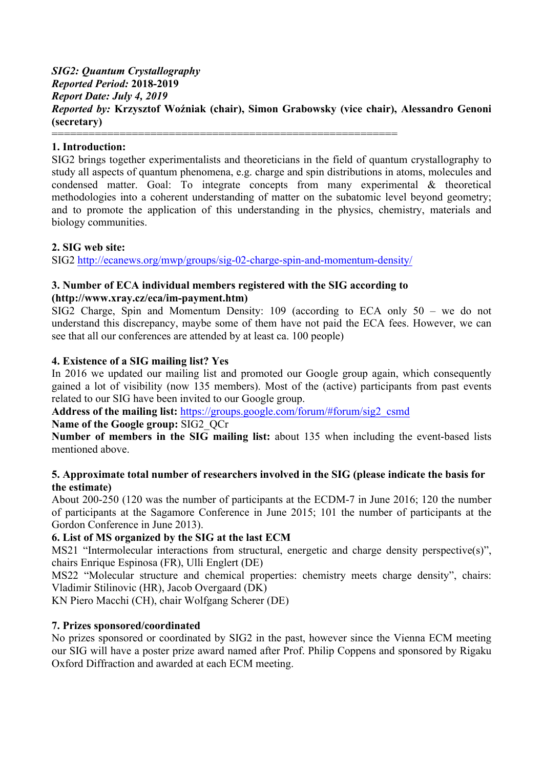***SIG2: Quantum Crystallography***
***Reported Period:*** **2018-2019**
***Report Date: July 4, 2019***
***Reported by:*** **Krzysztof Woźniak (chair), Simon Grabowsky (vice chair), Alessandro Genoni (secretary)**

=======================================================

**1. Introduction:**

SIG2 brings together experimentalists and theoreticians in the field of quantum crystallography to study all aspects of quantum phenomena, e.g. charge and spin distributions in atoms, molecules and condensed matter. Goal: To integrate concepts from many experimental & theoretical methodologies into a coherent understanding of matter on the subatomic level beyond geometry; and to promote the application of this understanding in the physics, chemistry, materials and biology communities.

**2. SIG web site:**

SIG2 http://ecanews.org/mwp/groups/sig-02-charge-spin-and-momentum-density/

**3. Number of ECA individual members registered with the SIG according to (http://www.xray.cz/eca/im-payment.htm)**

SIG2 Charge, Spin and Momentum Density: 109 (according to ECA only 50 – we do not understand this discrepancy, maybe some of them have not paid the ECA fees. However, we can see that all our conferences are attended by at least ca. 100 people)

**4. Existence of a SIG mailing list? Yes**

In 2016 we updated our mailing list and promoted our Google group again, which consequently gained a lot of visibility (now 135 members). Most of the (active) participants from past events related to our SIG have been invited to our Google group.

**Address of the mailing list:** https://groups.google.com/forum/#forum/sig2_csmd

**Name of the Google group:** SIG2_QCr

**Number of members in the SIG mailing list:** about 135 when including the event-based lists mentioned above.

**5. Approximate total number of researchers involved in the SIG (please indicate the basis for the estimate)**

About 200-250 (120 was the number of participants at the ECDM-7 in June 2016; 120 the number of participants at the Sagamore Conference in June 2015; 101 the number of participants at the Gordon Conference in June 2013).

**6. List of MS organized by the SIG at the last ECM**

MS21 "Intermolecular interactions from structural, energetic and charge density perspective(s)", chairs Enrique Espinosa (FR), Ulli Englert (DE)

MS22 "Molecular structure and chemical properties: chemistry meets charge density", chairs: Vladimir Stilinovic (HR), Jacob Overgaard (DK)

KN Piero Macchi (CH), chair Wolfgang Scherer (DE)

**7. Prizes sponsored/coordinated**

No prizes sponsored or coordinated by SIG2 in the past, however since the Vienna ECM meeting our SIG will have a poster prize award named after Prof. Philip Coppens and sponsored by Rigaku Oxford Diffraction and awarded at each ECM meeting.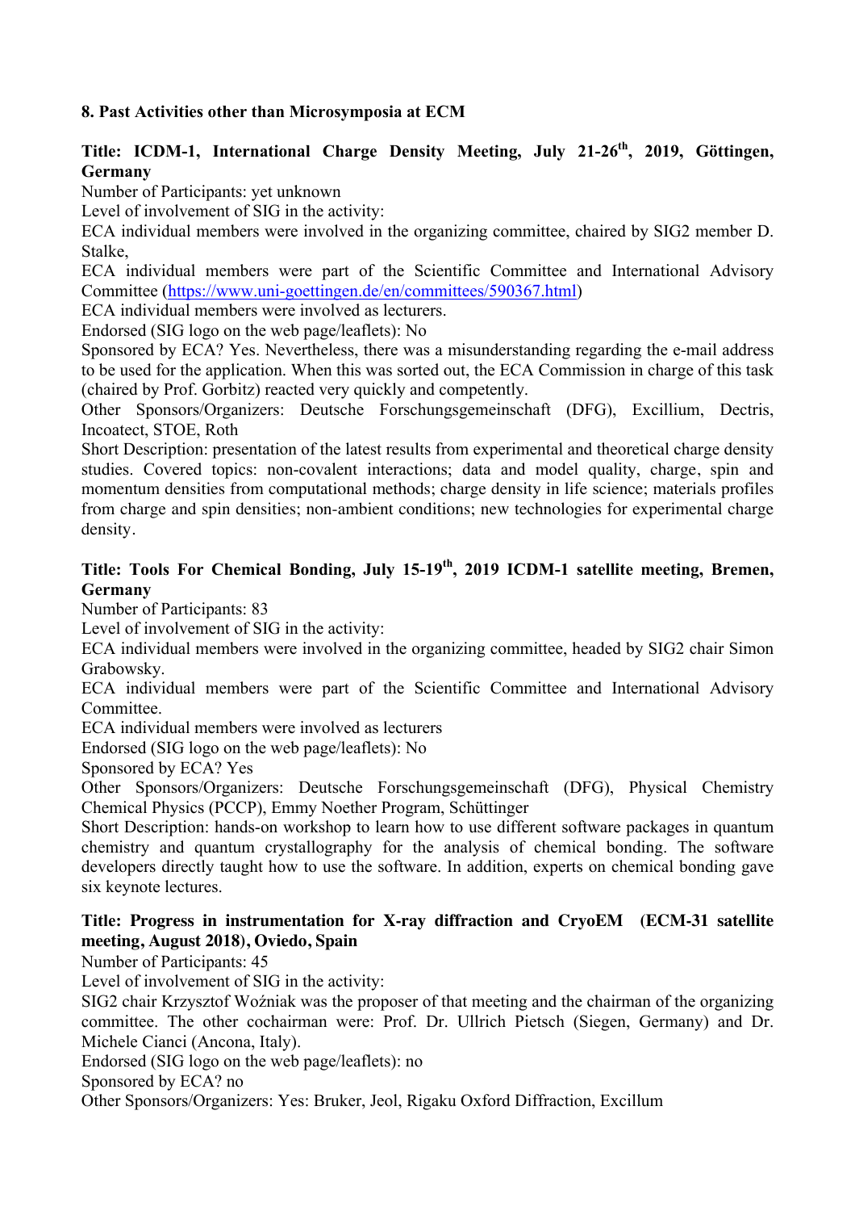## 8. Past Activities other than Microsymposia at ECM

**Title: ICDM-1, International Charge Density Meeting, July 21-26th, 2019, Göttingen, Germany**

Number of Participants: yet unknown

Level of involvement of SIG in the activity:

ECA individual members were involved in the organizing committee, chaired by SIG2 member D. Stalke,

ECA individual members were part of the Scientific Committee and International Advisory Committee (https://www.uni-goettingen.de/en/committees/590367.html)

ECA individual members were involved as lecturers.

Endorsed (SIG logo on the web page/leaflets): No

Sponsored by ECA? Yes. Nevertheless, there was a misunderstanding regarding the e-mail address to be used for the application. When this was sorted out, the ECA Commission in charge of this task (chaired by Prof. Gorbitz) reacted very quickly and competently.

Other Sponsors/Organizers: Deutsche Forschungsgemeinschaft (DFG), Excillium, Dectris, Incoatect, STOE, Roth

Short Description: presentation of the latest results from experimental and theoretical charge density studies. Covered topics: non-covalent interactions; data and model quality, charge, spin and momentum densities from computational methods; charge density in life science; materials profiles from charge and spin densities; non-ambient conditions; new technologies for experimental charge density.

**Title: Tools For Chemical Bonding, July 15-19th, 2019 ICDM-1 satellite meeting, Bremen, Germany**

Number of Participants: 83

Level of involvement of SIG in the activity:

ECA individual members were involved in the organizing committee, headed by SIG2 chair Simon Grabowsky.

ECA individual members were part of the Scientific Committee and International Advisory Committee.

ECA individual members were involved as lecturers

Endorsed (SIG logo on the web page/leaflets): No

Sponsored by ECA? Yes

Other Sponsors/Organizers: Deutsche Forschungsgemeinschaft (DFG), Physical Chemistry Chemical Physics (PCCP), Emmy Noether Program, Schüttinger

Short Description: hands-on workshop to learn how to use different software packages in quantum chemistry and quantum crystallography for the analysis of chemical bonding. The software developers directly taught how to use the software. In addition, experts on chemical bonding gave six keynote lectures.

**Title: Progress in instrumentation for X-ray diffraction and CryoEM (ECM-31 satellite meeting, August 2018), Oviedo, Spain**

Number of Participants: 45

Level of involvement of SIG in the activity:

SIG2 chair Krzysztof Woźniak was the proposer of that meeting and the chairman of the organizing committee. The other cochairman were: Prof. Dr. Ullrich Pietsch (Siegen, Germany) and Dr. Michele Cianci (Ancona, Italy).

Endorsed (SIG logo on the web page/leaflets): no

Sponsored by ECA? no

Other Sponsors/Organizers: Yes: Bruker, Jeol, Rigaku Oxford Diffraction, Excillum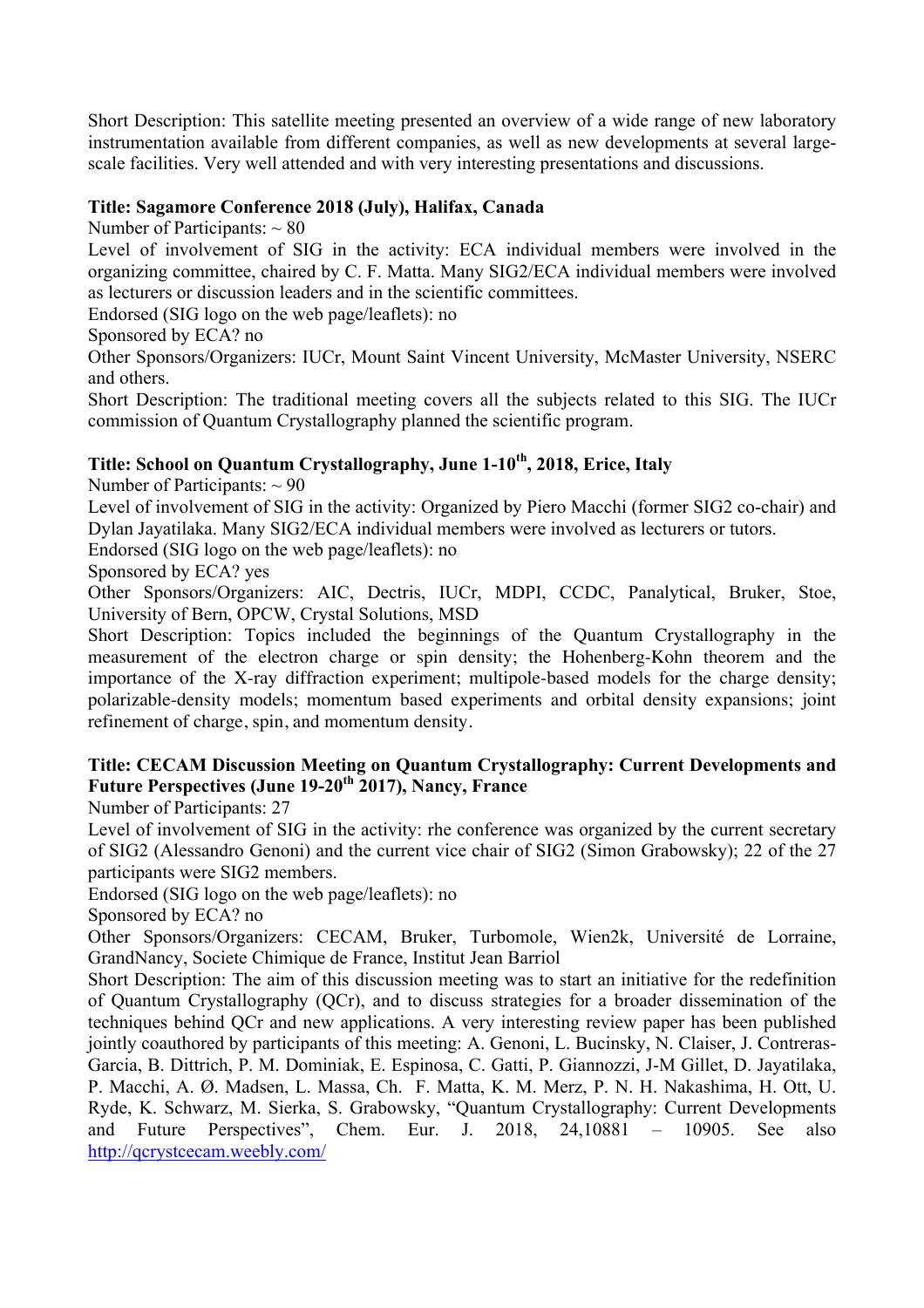Short Description: This satellite meeting presented an overview of a wide range of new laboratory instrumentation available from different companies, as well as new developments at several large-scale facilities. Very well attended and with very interesting presentations and discussions.

**Title: Sagamore Conference 2018 (July), Halifax, Canada**

Number of Participants: ~ 80

Level of involvement of SIG in the activity: ECA individual members were involved in the organizing committee, chaired by C. F. Matta. Many SIG2/ECA individual members were involved as lecturers or discussion leaders and in the scientific committees.

Endorsed (SIG logo on the web page/leaflets): no

Sponsored by ECA? no

Other Sponsors/Organizers: IUCr, Mount Saint Vincent University, McMaster University, NSERC and others.

Short Description: The traditional meeting covers all the subjects related to this SIG. The IUCr commission of Quantum Crystallography planned the scientific program.

**Title: School on Quantum Crystallography, June 1-10th, 2018, Erice, Italy**

Number of Participants: ~ 90

Level of involvement of SIG in the activity: Organized by Piero Macchi (former SIG2 co-chair) and Dylan Jayatilaka. Many SIG2/ECA individual members were involved as lecturers or tutors.

Endorsed (SIG logo on the web page/leaflets): no

Sponsored by ECA? yes

Other Sponsors/Organizers: AIC, Dectris, IUCr, MDPI, CCDC, Panalytical, Bruker, Stoe, University of Bern, OPCW, Crystal Solutions, MSD

Short Description: Topics included the beginnings of the Quantum Crystallography in the measurement of the electron charge or spin density; the Hohenberg-Kohn theorem and the importance of the X-ray diffraction experiment; multipole-based models for the charge density; polarizable-density models; momentum based experiments and orbital density expansions; joint refinement of charge, spin, and momentum density.

**Title: CECAM Discussion Meeting on Quantum Crystallography: Current Developments and Future Perspectives (June 19-20th 2017), Nancy, France**

Number of Participants: 27

Level of involvement of SIG in the activity: rhe conference was organized by the current secretary of SIG2 (Alessandro Genoni) and the current vice chair of SIG2 (Simon Grabowsky); 22 of the 27 participants were SIG2 members.

Endorsed (SIG logo on the web page/leaflets): no

Sponsored by ECA? no

Other Sponsors/Organizers: CECAM, Bruker, Turbomole, Wien2k, Université de Lorraine, GrandNancy, Societe Chimique de France, Institut Jean Barriol

Short Description: The aim of this discussion meeting was to start an initiative for the redefinition of Quantum Crystallography (QCr), and to discuss strategies for a broader dissemination of the techniques behind QCr and new applications. A very interesting review paper has been published jointly coauthored by participants of this meeting: A. Genoni, L. Bucinsky, N. Claiser, J. Contreras-Garcia, B. Dittrich, P. M. Dominiak, E. Espinosa, C. Gatti, P. Giannozzi, J-M Gillet, D. Jayatilaka, P. Macchi, A. Ø. Madsen, L. Massa, Ch. F. Matta, K. M. Merz, P. N. H. Nakashima, H. Ott, U. Ryde, K. Schwarz, M. Sierka, S. Grabowsky, "Quantum Crystallography: Current Developments and Future Perspectives", Chem. Eur. J. 2018, 24,10881 – 10905. See also http://qcrystcecam.weebly.com/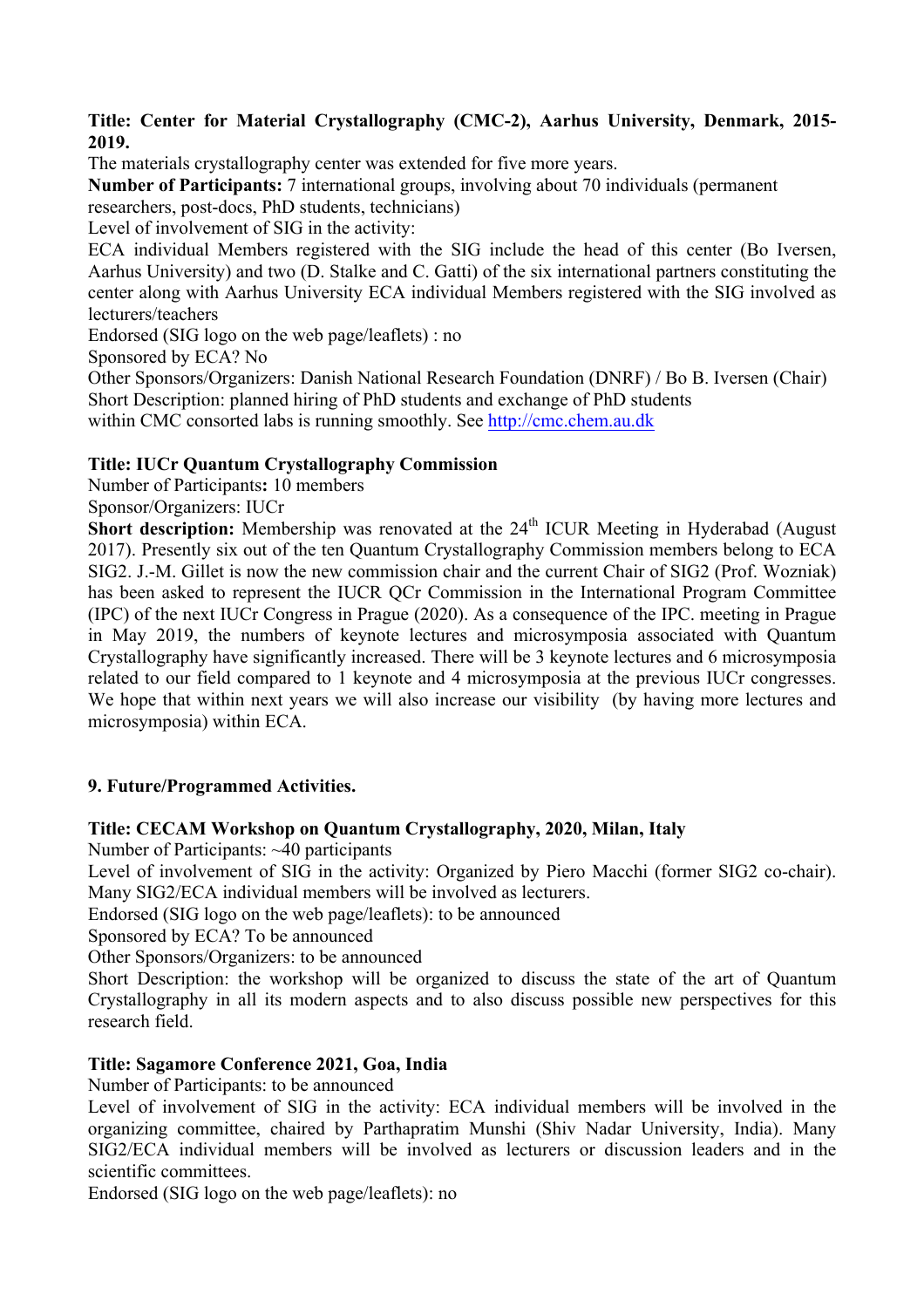**Title: Center for Material Crystallography (CMC-2), Aarhus University, Denmark, 2015-2019.**

The materials crystallography center was extended for five more years.

**Number of Participants:** 7 international groups, involving about 70 individuals (permanent researchers, post-docs, PhD students, technicians)

Level of involvement of SIG in the activity:

ECA individual Members registered with the SIG include the head of this center (Bo Iversen, Aarhus University) and two (D. Stalke and C. Gatti) of the six international partners constituting the center along with Aarhus University ECA individual Members registered with the SIG involved as lecturers/teachers

Endorsed (SIG logo on the web page/leaflets) : no

Sponsored by ECA? No

Other Sponsors/Organizers: Danish National Research Foundation (DNRF) / Bo B. Iversen (Chair)

Short Description: planned hiring of PhD students and exchange of PhD students within CMC consorted labs is running smoothly. See http://cmc.chem.au.dk

**Title: IUCr Quantum Crystallography Commission**

Number of Participants**:** 10 members

Sponsor/Organizers: IUCr

**Short description:** Membership was renovated at the 24th ICUR Meeting in Hyderabad (August 2017). Presently six out of the ten Quantum Crystallography Commission members belong to ECA SIG2. J.-M. Gillet is now the new commission chair and the current Chair of SIG2 (Prof. Wozniak) has been asked to represent the IUCR QCr Commission in the International Program Committee (IPC) of the next IUCr Congress in Prague (2020). As a consequence of the IPC. meeting in Prague in May 2019, the numbers of keynote lectures and microsymposia associated with Quantum Crystallography have significantly increased. There will be 3 keynote lectures and 6 microsymposia related to our field compared to 1 keynote and 4 microsymposia at the previous IUCr congresses. We hope that within next years we will also increase our visibility (by having more lectures and microsymposia) within ECA.

## 9. Future/Programmed Activities.

**Title: CECAM Workshop on Quantum Crystallography, 2020, Milan, Italy**

Number of Participants: ~40 participants

Level of involvement of SIG in the activity: Organized by Piero Macchi (former SIG2 co-chair). Many SIG2/ECA individual members will be involved as lecturers.

Endorsed (SIG logo on the web page/leaflets): to be announced

Sponsored by ECA? To be announced

Other Sponsors/Organizers: to be announced

Short Description: the workshop will be organized to discuss the state of the art of Quantum Crystallography in all its modern aspects and to also discuss possible new perspectives for this research field.

**Title: Sagamore Conference 2021, Goa, India**

Number of Participants: to be announced

Level of involvement of SIG in the activity: ECA individual members will be involved in the organizing committee, chaired by Parthapratim Munshi (Shiv Nadar University, India). Many SIG2/ECA individual members will be involved as lecturers or discussion leaders and in the scientific committees.

Endorsed (SIG logo on the web page/leaflets): no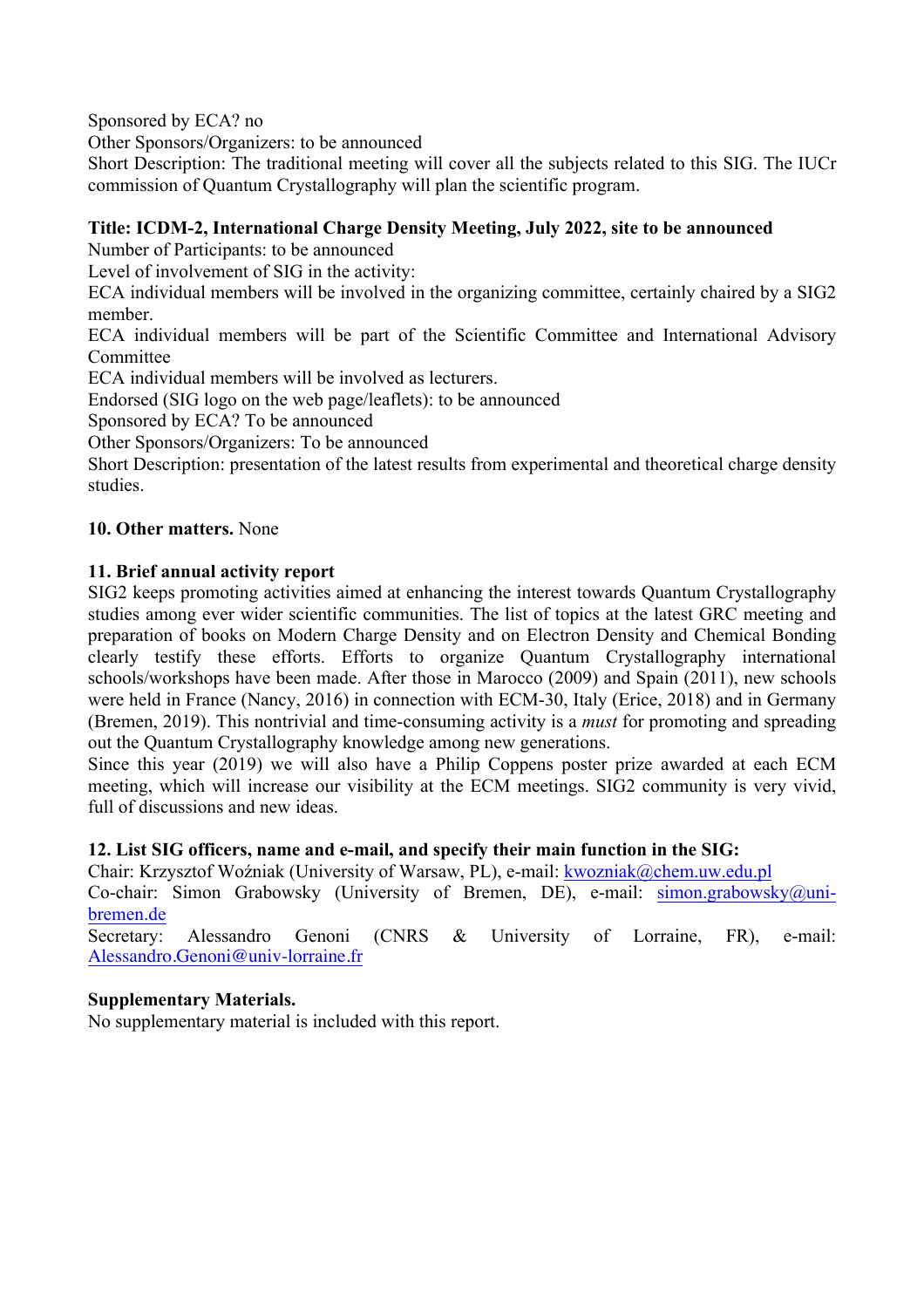Sponsored by ECA? no
Other Sponsors/Organizers: to be announced
Short Description: The traditional meeting will cover all the subjects related to this SIG. The IUCr commission of Quantum Crystallography will plan the scientific program.

**Title: ICDM-2, International Charge Density Meeting, July 2022, site to be announced**
Number of Participants: to be announced
Level of involvement of SIG in the activity:
ECA individual members will be involved in the organizing committee, certainly chaired by a SIG2 member.
ECA individual members will be part of the Scientific Committee and International Advisory Committee
ECA individual members will be involved as lecturers.
Endorsed (SIG logo on the web page/leaflets): to be announced
Sponsored by ECA? To be announced
Other Sponsors/Organizers: To be announced
Short Description: presentation of the latest results from experimental and theoretical charge density studies.

**10. Other matters.** None

**11. Brief annual activity report**

SIG2 keeps promoting activities aimed at enhancing the interest towards Quantum Crystallography studies among ever wider scientific communities. The list of topics at the latest GRC meeting and preparation of books on Modern Charge Density and on Electron Density and Chemical Bonding clearly testify these efforts. Efforts to organize Quantum Crystallography international schools/workshops have been made. After those in Marocco (2009) and Spain (2011), new schools were held in France (Nancy, 2016) in connection with ECM-30, Italy (Erice, 2018) and in Germany (Bremen, 2019). This nontrivial and time-consuming activity is a *must* for promoting and spreading out the Quantum Crystallography knowledge among new generations.
Since this year (2019) we will also have a Philip Coppens poster prize awarded at each ECM meeting, which will increase our visibility at the ECM meetings. SIG2 community is very vivid, full of discussions and new ideas.

**12. List SIG officers, name and e-mail, and specify their main function in the SIG:**

Chair: Krzysztof Woźniak (University of Warsaw, PL), e-mail: kwozniak@chem.uw.edu.pl
Co-chair: Simon Grabowsky (University of Bremen, DE), e-mail: simon.grabowsky@uni-bremen.de
Secretary: Alessandro Genoni (CNRS & University of Lorraine, FR), e-mail: Alessandro.Genoni@univ-lorraine.fr

**Supplementary Materials.**

No supplementary material is included with this report.